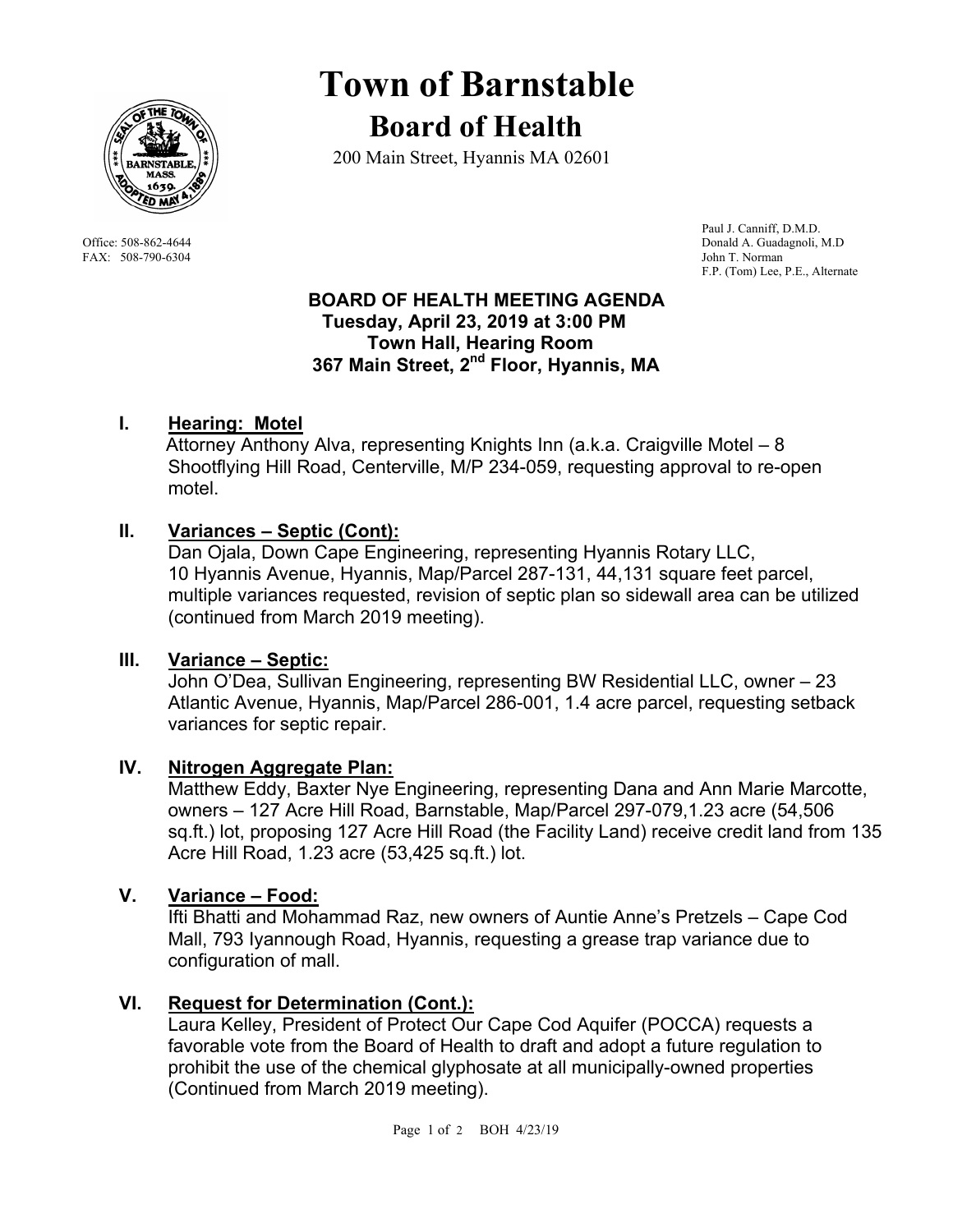# Town of Barnstable

## Board of Health

200 Main Street, Hyannis MA 02601

Office: 508-862-4644
FAX: 508-790-6304

Paul J. Canniff, D.M.D.
Donald A. Guadagnoli, M.D
John T. Norman
F.P. (Tom) Lee, P.E., Alternate

**BOARD OF HEALTH MEETING AGENDA**
**Tuesday, April 23, 2019 at 3:00 PM**
**Town Hall, Hearing Room**
**367 Main Street, 2nd Floor, Hyannis, MA**

**I. Hearing: Motel**

Attorney Anthony Alva, representing Knights Inn (a.k.a. Craigville Motel – 8 Shootflying Hill Road, Centerville, M/P 234-059, requesting approval to re-open motel.

**II. Variances – Septic (Cont):**

Dan Ojala, Down Cape Engineering, representing Hyannis Rotary LLC, 10 Hyannis Avenue, Hyannis, Map/Parcel 287-131, 44,131 square feet parcel, multiple variances requested, revision of septic plan so sidewall area can be utilized (continued from March 2019 meeting).

**III. Variance – Septic:**

John O'Dea, Sullivan Engineering, representing BW Residential LLC, owner – 23 Atlantic Avenue, Hyannis, Map/Parcel 286-001, 1.4 acre parcel, requesting setback variances for septic repair.

**IV. Nitrogen Aggregate Plan:**

Matthew Eddy, Baxter Nye Engineering, representing Dana and Ann Marie Marcotte, owners – 127 Acre Hill Road, Barnstable, Map/Parcel 297-079,1.23 acre (54,506 sq.ft.) lot, proposing 127 Acre Hill Road (the Facility Land) receive credit land from 135 Acre Hill Road, 1.23 acre (53,425 sq.ft.) lot.

**V. Variance – Food:**

Ifti Bhatti and Mohammad Raz, new owners of Auntie Anne's Pretzels – Cape Cod Mall, 793 Iyannough Road, Hyannis, requesting a grease trap variance due to configuration of mall.

**VI. Request for Determination (Cont.):**

Laura Kelley, President of Protect Our Cape Cod Aquifer (POCCA) requests a favorable vote from the Board of Health to draft and adopt a future regulation to prohibit the use of the chemical glyphosate at all municipally-owned properties (Continued from March 2019 meeting).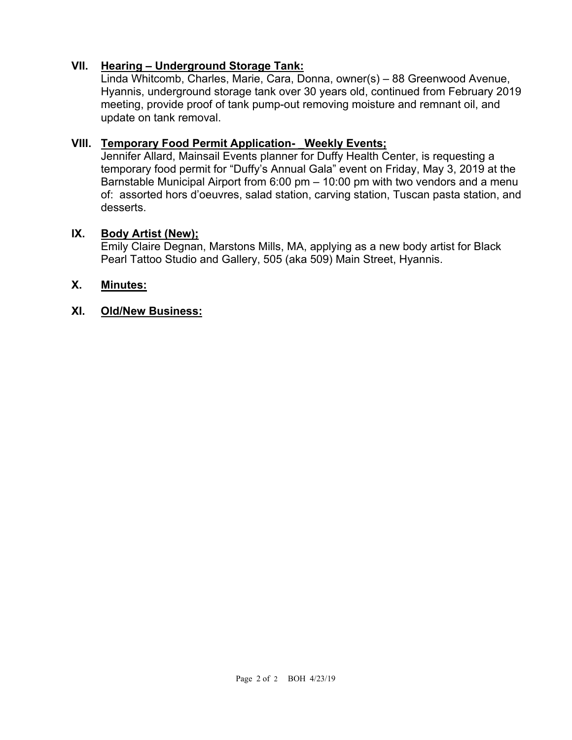**VII. Hearing – Underground Storage Tank:**

Linda Whitcomb, Charles, Marie, Cara, Donna, owner(s) – 88 Greenwood Avenue, Hyannis, underground storage tank over 30 years old, continued from February 2019 meeting, provide proof of tank pump-out removing moisture and remnant oil, and update on tank removal.

**VIII. Temporary Food Permit Application- _Weekly Events;**

Jennifer Allard, Mainsail Events planner for Duffy Health Center, is requesting a temporary food permit for "Duffy's Annual Gala" event on Friday, May 3, 2019 at the Barnstable Municipal Airport from 6:00 pm – 10:00 pm with two vendors and a menu of: assorted hors d'oeuvres, salad station, carving station, Tuscan pasta station, and desserts.

**IX. Body Artist (New);**

Emily Claire Degnan, Marstons Mills, MA, applying as a new body artist for Black Pearl Tattoo Studio and Gallery, 505 (aka 509) Main Street, Hyannis.

**X. Minutes:**

**XI. Old/New Business:**